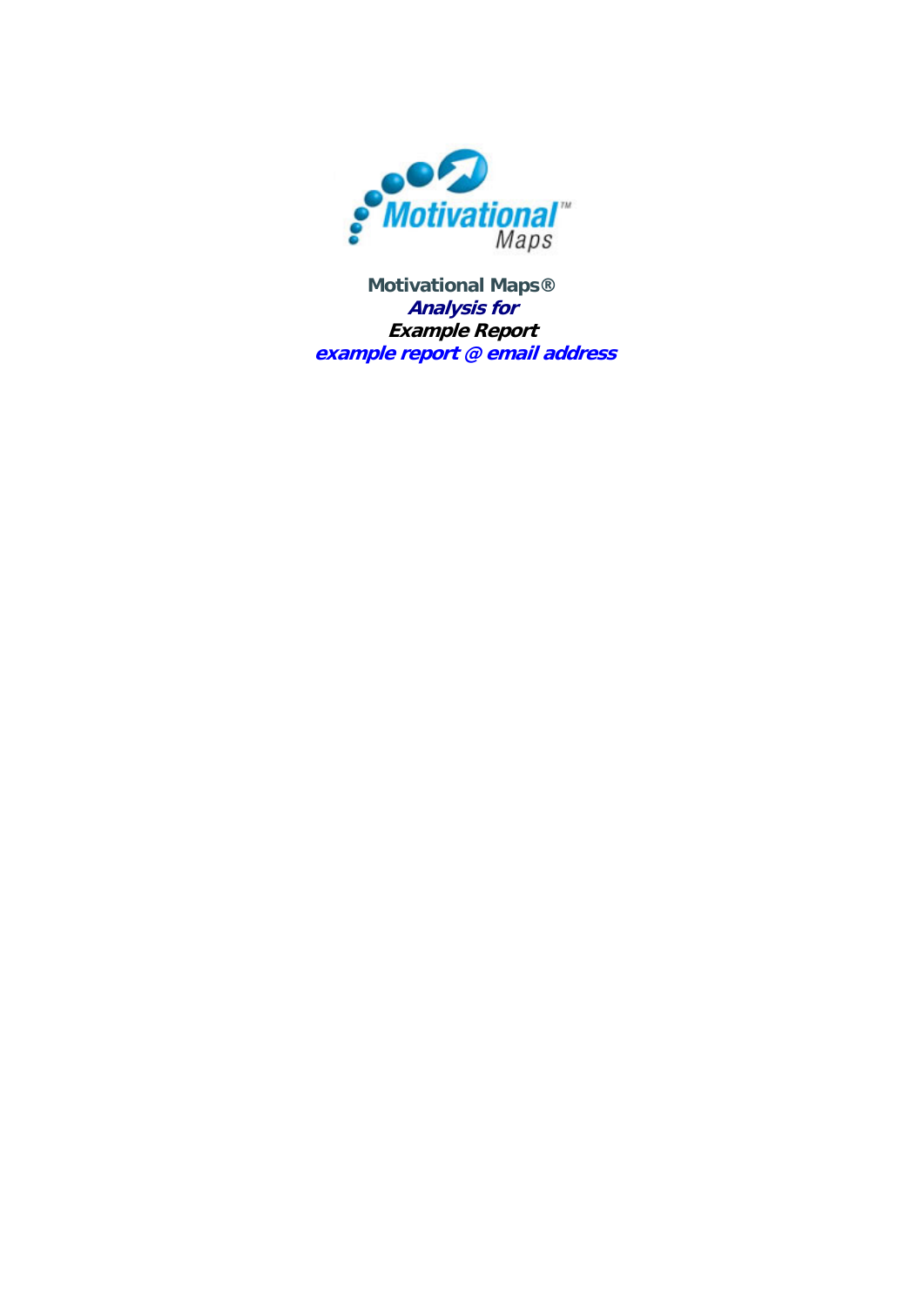**Motivational Maps®**

***Analysis for***

***Example Report***

***example report @ email address***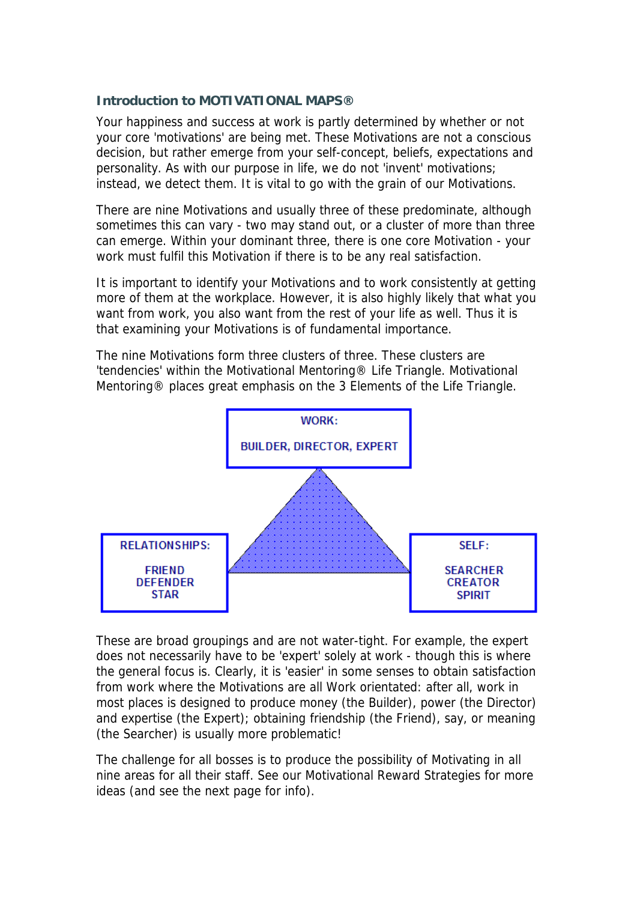### Introduction to MOTIVATIONAL MAPS®

Your happiness and success at work is partly determined by whether or not your core 'motivations' are being met. These Motivations are not a conscious decision, but rather emerge from your self-concept, beliefs, expectations and personality. As with our purpose in life, we do not 'invent' motivations; instead, we detect them. It is vital to go with the grain of our Motivations.

There are nine Motivations and usually three of these predominate, although sometimes this can vary - two may stand out, or a cluster of more than three can emerge. Within your dominant three, there is one core Motivation - your work must fulfil this Motivation if there is to be any real satisfaction.

It is important to identify your Motivations and to work consistently at getting more of them at the workplace. However, it is also highly likely that what you want from work, you also want from the rest of your life as well. Thus it is that examining your Motivations is of fundamental importance.

The nine Motivations form three clusters of three. These clusters are 'tendencies' within the Motivational Mentoring® Life Triangle. Motivational Mentoring® places great emphasis on the 3 Elements of the Life Triangle.

**WORK:**

**BUILDER, DIRECTOR, EXPERT**

**RELATIONSHIPS:**

**FRIEND**
**DEFENDER**
**STAR**

**SELF:**

**SEARCHER**
**CREATOR**
**SPIRIT**

These are broad groupings and are not water-tight. For example, the expert does not necessarily have to be 'expert' solely at work - though this is where the general focus is. Clearly, it is 'easier' in some senses to obtain satisfaction from work where the Motivations are all Work orientated: after all, work in most places is designed to produce money (the Builder), power (the Director) and expertise (the Expert); obtaining friendship (the Friend), say, or meaning (the Searcher) is usually more problematic!

The challenge for all bosses is to produce the possibility of Motivating in all nine areas for all their staff. See our Motivational Reward Strategies for more ideas (and see the next page for info).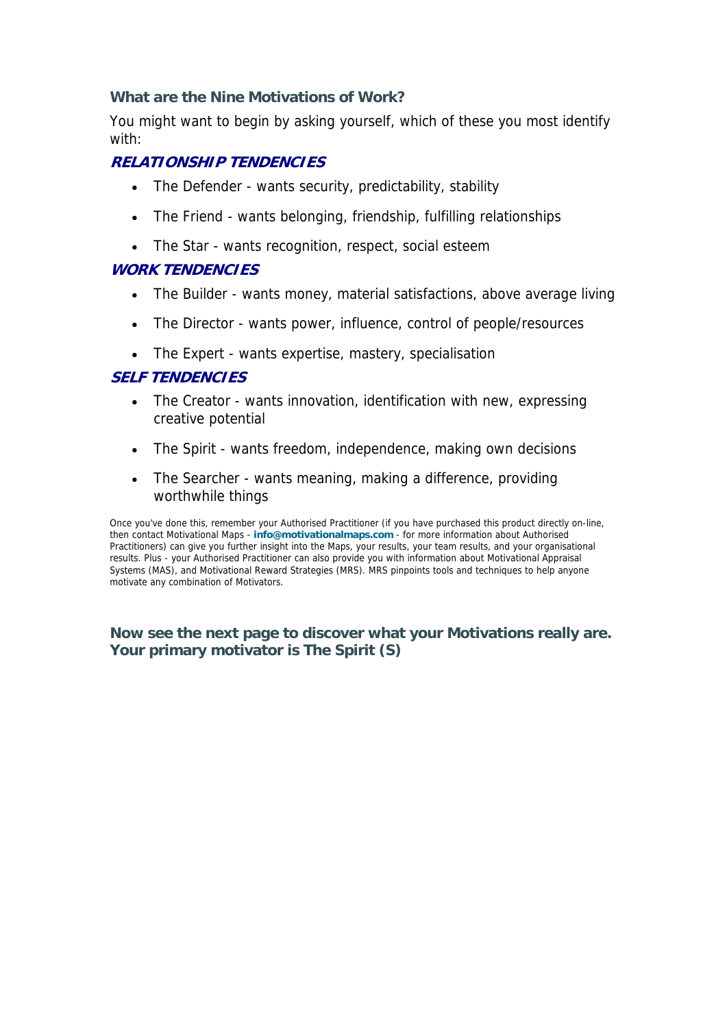## What are the Nine Motivations of Work?

You might want to begin by asking yourself, which of these you most identify with:

### *RELATIONSHIP TENDENCIES*

- The Defender - wants security, predictability, stability
- The Friend - wants belonging, friendship, fulfilling relationships
- The Star - wants recognition, respect, social esteem

### *WORK TENDENCIES*

- The Builder - wants money, material satisfactions, above average living
- The Director - wants power, influence, control of people/resources
- The Expert - wants expertise, mastery, specialisation

### *SELF TENDENCIES*

- The Creator - wants innovation, identification with new, expressing creative potential
- The Spirit - wants freedom, independence, making own decisions
- The Searcher - wants meaning, making a difference, providing worthwhile things

Once you've done this, remember your Authorised Practitioner (if you have purchased this product directly on-line, then contact Motivational Maps - **info@motivationalmaps.com** - for more information about Authorised Practitioners) can give you further insight into the Maps, your results, your team results, and your organisational results. Plus - your Authorised Practitioner can also provide you with information about Motivational Appraisal Systems (MAS), and Motivational Reward Strategies (MRS). MRS pinpoints tools and techniques to help anyone motivate any combination of Motivators.

**Now see the next page to discover what your Motivations really are.**
**Your primary motivator is The Spirit (S)**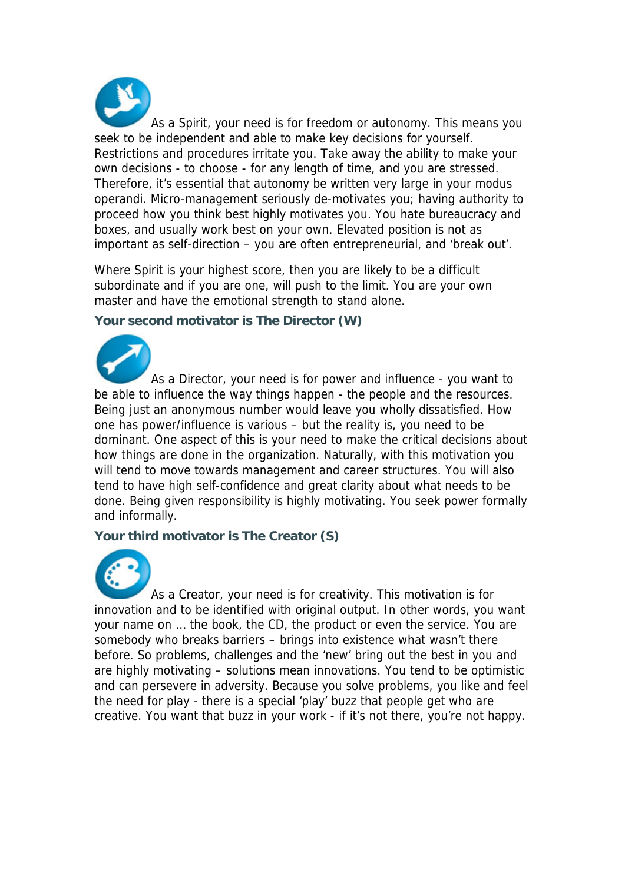As a Spirit, your need is for freedom or autonomy. This means you seek to be independent and able to make key decisions for yourself. Restrictions and procedures irritate you. Take away the ability to make your own decisions - to choose - for any length of time, and you are stressed. Therefore, it's essential that autonomy be written very large in your modus operandi. Micro-management seriously de-motivates you; having authority to proceed how you think best highly motivates you. You hate bureaucracy and boxes, and usually work best on your own. Elevated position is not as important as self-direction – you are often entrepreneurial, and 'break out'.

Where Spirit is your highest score, then you are likely to be a difficult subordinate and if you are one, will push to the limit. You are your own master and have the emotional strength to stand alone.

### Your second motivator is The Director (W)

As a Director, your need is for power and influence - you want to be able to influence the way things happen - the people and the resources. Being just an anonymous number would leave you wholly dissatisfied. How one has power/influence is various – but the reality is, you need to be dominant. One aspect of this is your need to make the critical decisions about how things are done in the organization. Naturally, with this motivation you will tend to move towards management and career structures. You will also tend to have high self-confidence and great clarity about what needs to be done. Being given responsibility is highly motivating. You seek power formally and informally.

### Your third motivator is The Creator (S)

As a Creator, your need is for creativity. This motivation is for innovation and to be identified with original output. In other words, you want your name on ... the book, the CD, the product or even the service. You are somebody who breaks barriers – brings into existence what wasn't there before. So problems, challenges and the 'new' bring out the best in you and are highly motivating – solutions mean innovations. You tend to be optimistic and can persevere in adversity. Because you solve problems, you like and feel the need for play - there is a special 'play' buzz that people get who are creative. You want that buzz in your work - if it's not there, you're not happy.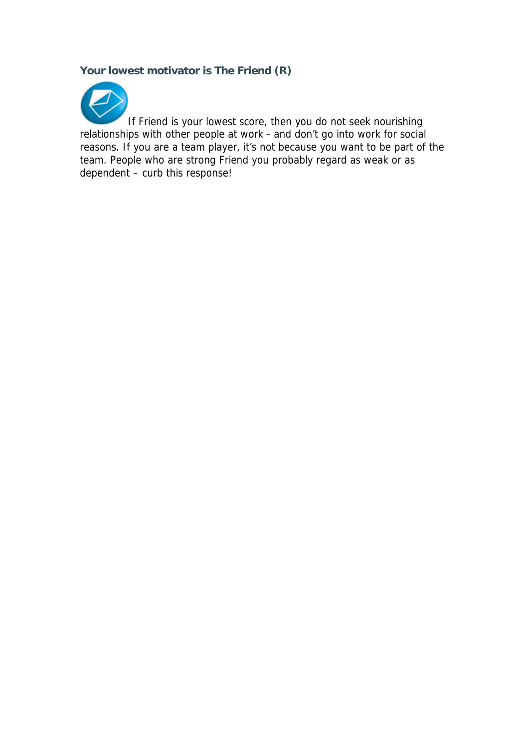### Your lowest motivator is The Friend (R)

If Friend is your lowest score, then you do not seek nourishing relationships with other people at work - and don't go into work for social reasons. If you are a team player, it's not because you want to be part of the team. People who are strong Friend you probably regard as weak or as dependent – curb this response!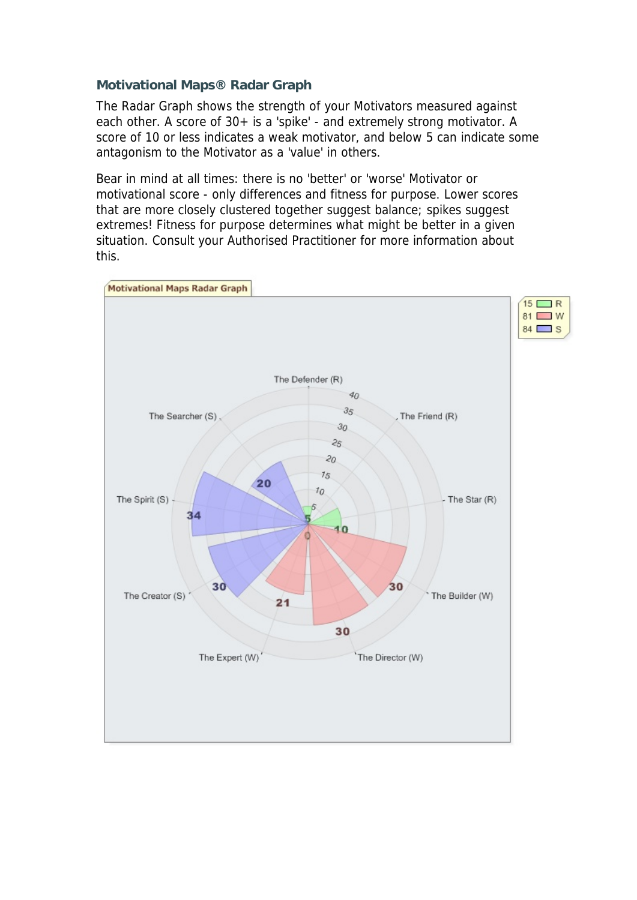### Motivational Maps® Radar Graph

The Radar Graph shows the strength of your Motivators measured against each other. A score of 30+ is a 'spike' - and extremely strong motivator. A score of 10 or less indicates a weak motivator, and below 5 can indicate some antagonism to the Motivator as a 'value' in others.

Bear in mind at all times: there is no 'better' or 'worse' Motivator or motivational score - only differences and fitness for purpose. Lower scores that are more closely clustered together suggest balance; spikes suggest extremes! Fitness for purpose determines what might be better in a given situation. Consult your Authorised Practitioner for more information about this.

**Motivational Maps Radar Graph**

| Group | Total |
|---|---|
| R | 15 |
| W | 81 |
| S | 84 |

| Motivator | Score |
|---|---|
| The Defender (R) | 5 |
| The Friend (R) | 0 |
| The Star (R) | 10 |
| The Builder (W) | 30 |
| The Director (W) | 30 |
| The Expert (W) | 21 |
| The Creator (S) | 30 |
| The Spirit (S) | 34 |
| The Searcher (S) | 20 |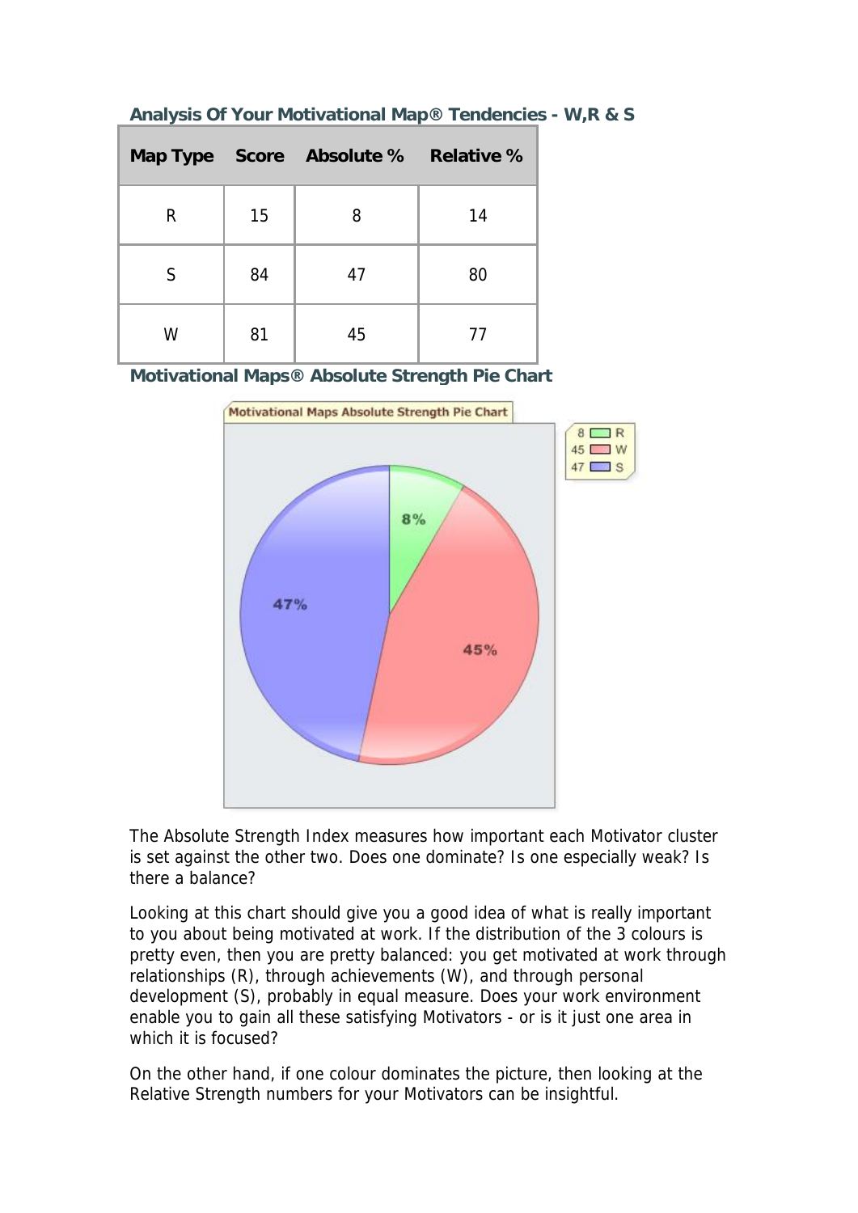### Analysis Of Your Motivational Map® Tendencies - W,R & S

| Map Type | Score | Absolute % | Relative % |
|---|---|---|---|
| R | 15 | 8 | 14 |
| S | 84 | 47 | 80 |
| W | 81 | 45 | 77 |

### Motivational Maps® Absolute Strength Pie Chart

The Absolute Strength Index measures how important each Motivator cluster is set against the other two. Does one dominate? Is one especially weak? Is there a balance?

Looking at this chart should give you a good idea of what is really important to you about being motivated at work. If the distribution of the 3 colours is pretty even, then you are pretty balanced: you get motivated at work through relationships (R), through achievements (W), and through personal development (S), probably in equal measure. Does your work environment enable you to gain all these satisfying Motivators - or is it just one area in which it is focused?

On the other hand, if one colour dominates the picture, then looking at the Relative Strength numbers for your Motivators can be insightful.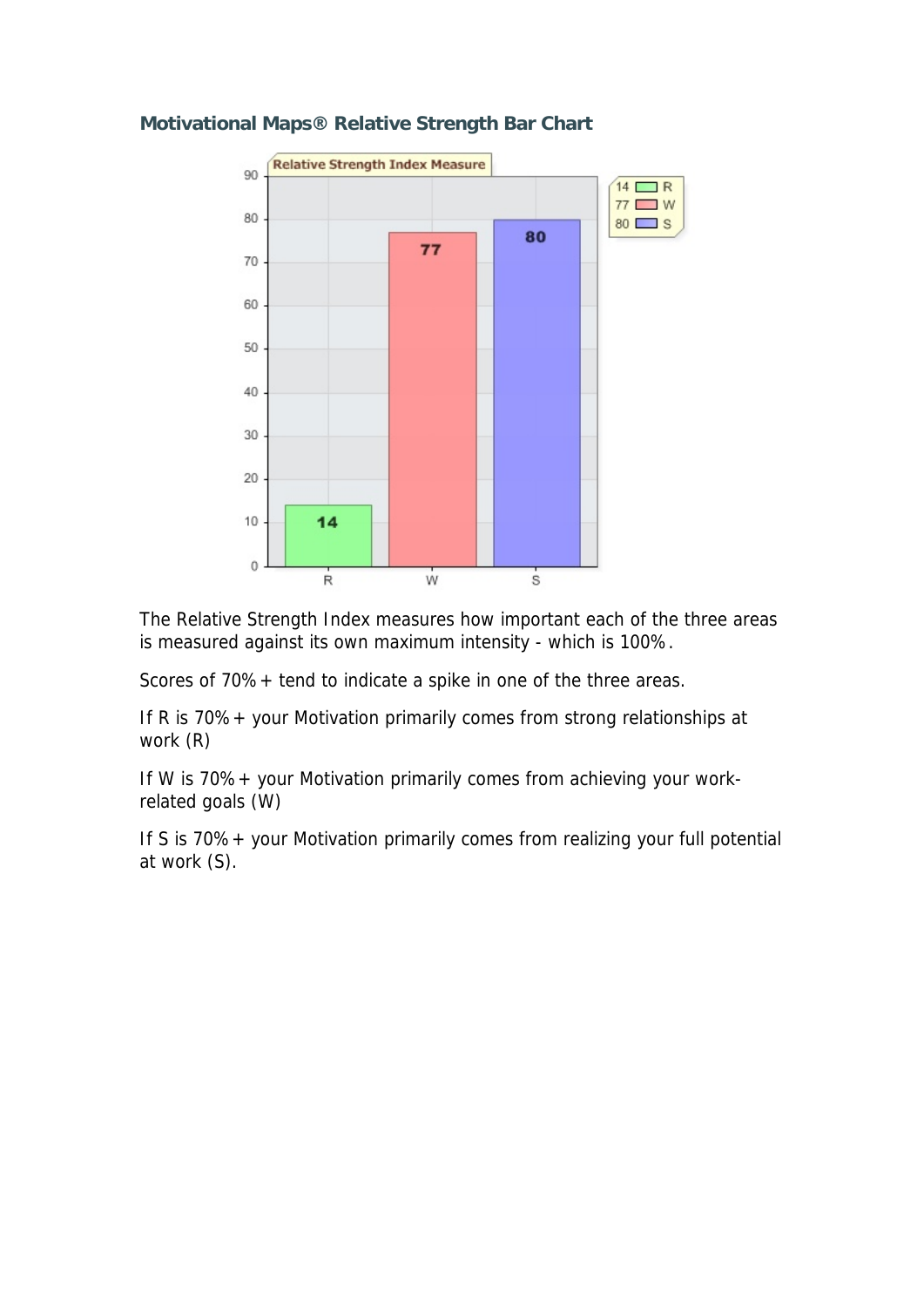## Motivational Maps® Relative Strength Bar Chart

The Relative Strength Index measures how important each of the three areas is measured against its own maximum intensity - which is 100%.

Scores of 70%+ tend to indicate a spike in one of the three areas.

If R is 70%+ your Motivation primarily comes from strong relationships at work (R)

If W is 70%+ your Motivation primarily comes from achieving your work-related goals (W)

If S is 70%+ your Motivation primarily comes from realizing your full potential at work (S).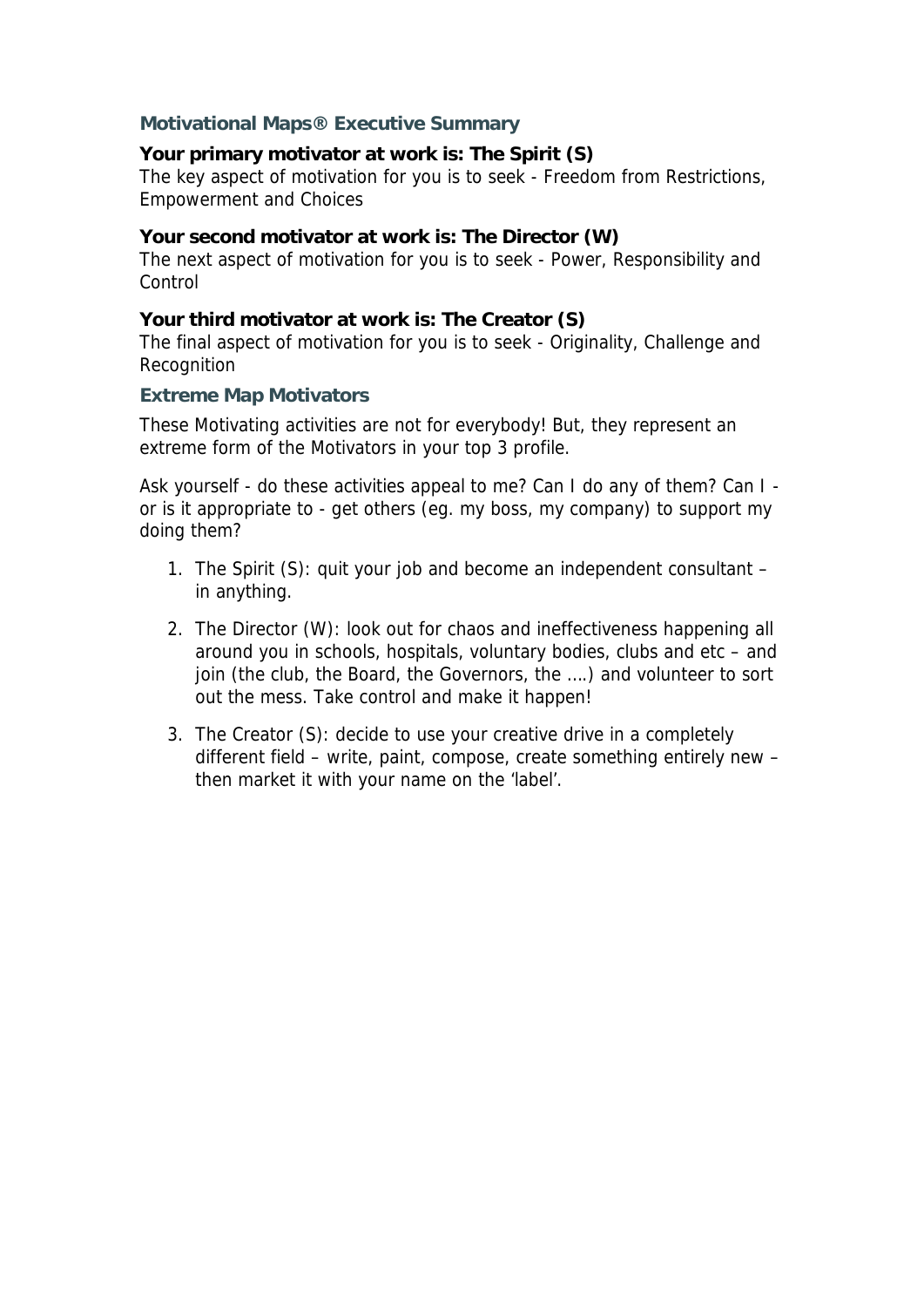## Motivational Maps® Executive Summary

**Your primary motivator at work is: The Spirit (S)**
The key aspect of motivation for you is to seek - Freedom from Restrictions, Empowerment and Choices

**Your second motivator at work is: The Director (W)**
The next aspect of motivation for you is to seek - Power, Responsibility and Control

**Your third motivator at work is: The Creator (S)**
The final aspect of motivation for you is to seek - Originality, Challenge and Recognition

### Extreme Map Motivators

These Motivating activities are not for everybody! But, they represent an extreme form of the Motivators in your top 3 profile.

Ask yourself - do these activities appeal to me? Can I do any of them? Can I - or is it appropriate to - get others (eg. my boss, my company) to support my doing them?

1. The Spirit (S): quit your job and become an independent consultant – in anything.
2. The Director (W): look out for chaos and ineffectiveness happening all around you in schools, hospitals, voluntary bodies, clubs and etc – and join (the club, the Board, the Governors, the ….) and volunteer to sort out the mess. Take control and make it happen!
3. The Creator (S): decide to use your creative drive in a completely different field – write, paint, compose, create something entirely new – then market it with your name on the 'label'.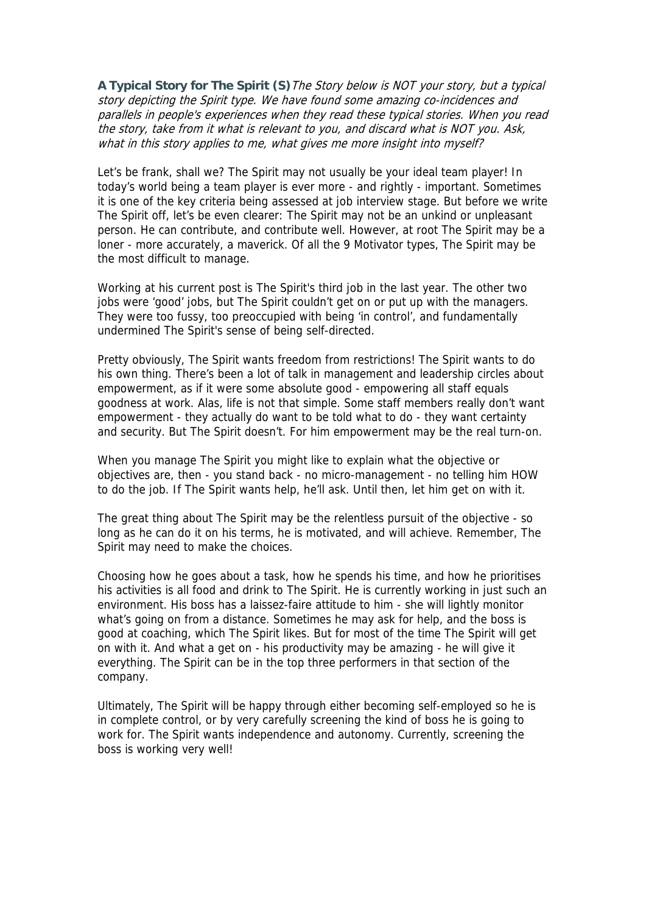**A Typical Story for The Spirit (S)** *The Story below is NOT your story, but a typical story depicting the Spirit type. We have found some amazing co-incidences and parallels in people's experiences when they read these typical stories. When you read the story, take from it what is relevant to you, and discard what is NOT you. Ask, what in this story applies to me, what gives me more insight into myself?*

Let's be frank, shall we? The Spirit may not usually be your ideal team player! In today's world being a team player is ever more - and rightly - important. Sometimes it is one of the key criteria being assessed at job interview stage. But before we write The Spirit off, let's be even clearer: The Spirit may not be an unkind or unpleasant person. He can contribute, and contribute well. However, at root The Spirit may be a loner - more accurately, a maverick. Of all the 9 Motivator types, The Spirit may be the most difficult to manage.

Working at his current post is The Spirit's third job in the last year. The other two jobs were 'good' jobs, but The Spirit couldn't get on or put up with the managers. They were too fussy, too preoccupied with being 'in control', and fundamentally undermined The Spirit's sense of being self-directed.

Pretty obviously, The Spirit wants freedom from restrictions! The Spirit wants to do his own thing. There's been a lot of talk in management and leadership circles about empowerment, as if it were some absolute good - empowering all staff equals goodness at work. Alas, life is not that simple. Some staff members really don't want empowerment - they actually do want to be told what to do - they want certainty and security. But The Spirit doesn't. For him empowerment may be the real turn-on.

When you manage The Spirit you might like to explain what the objective or objectives are, then - you stand back - no micro-management - no telling him HOW to do the job. If The Spirit wants help, he'll ask. Until then, let him get on with it.

The great thing about The Spirit may be the relentless pursuit of the objective - so long as he can do it on his terms, he is motivated, and will achieve. Remember, The Spirit may need to make the choices.

Choosing how he goes about a task, how he spends his time, and how he prioritises his activities is all food and drink to The Spirit. He is currently working in just such an environment. His boss has a laissez-faire attitude to him - she will lightly monitor what's going on from a distance. Sometimes he may ask for help, and the boss is good at coaching, which The Spirit likes. But for most of the time The Spirit will get on with it. And what a get on - his productivity may be amazing - he will give it everything. The Spirit can be in the top three performers in that section of the company.

Ultimately, The Spirit will be happy through either becoming self-employed so he is in complete control, or by very carefully screening the kind of boss he is going to work for. The Spirit wants independence and autonomy. Currently, screening the boss is working very well!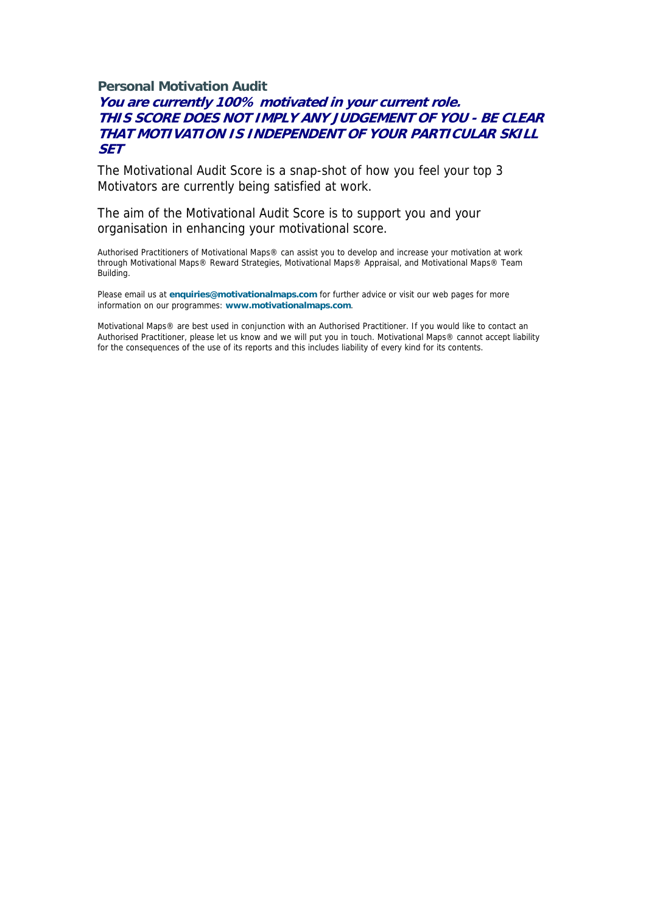## Personal Motivation Audit

### ***You are currently 100% motivated in your current role.***
### ***THIS SCORE DOES NOT IMPLY ANY JUDGEMENT OF YOU - BE CLEAR THAT MOTIVATION IS INDEPENDENT OF YOUR PARTICULAR SKILL SET***

The Motivational Audit Score is a snap-shot of how you feel your top 3 Motivators are currently being satisfied at work.

The aim of the Motivational Audit Score is to support you and your organisation in enhancing your motivational score.

Authorised Practitioners of Motivational Maps® can assist you to develop and increase your motivation at work through Motivational Maps® Reward Strategies, Motivational Maps® Appraisal, and Motivational Maps® Team Building.

Please email us at **enquiries@motivationalmaps.com** for further advice or visit our web pages for more information on our programmes: **www.motivationalmaps.com**.

Motivational Maps® are best used in conjunction with an Authorised Practitioner. If you would like to contact an Authorised Practitioner, please let us know and we will put you in touch. Motivational Maps® cannot accept liability for the consequences of the use of its reports and this includes liability of every kind for its contents.